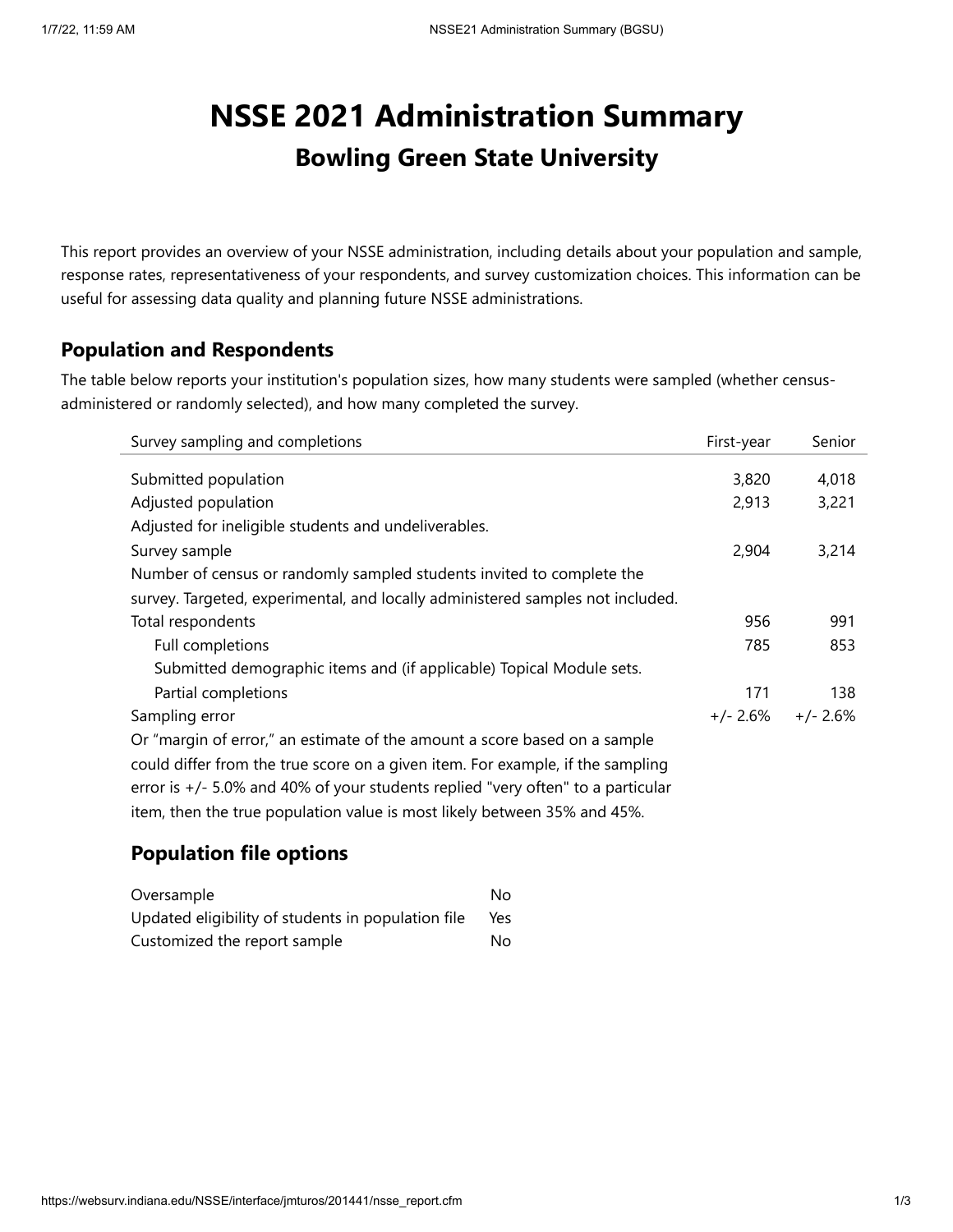# NSSE 2021 Administration Summary

## Bowling Green State University

This report provides an overview of your NSSE administration, including details about your population and sample, response rates, representativeness of your respondents, and survey customization choices. This information can be useful for assessing data quality and planning future NSSE administrations.

## Population and Respondents

The table below reports your institution's population sizes, how many students were sampled (whether census-administered or randomly selected), and how many completed the survey.

| Survey sampling and completions | First-year | Senior |
|---|---|---|
| Submitted population | 3,820 | 4,018 |
| Adjusted population<br>Adjusted for ineligible students and undeliverables. | 2,913 | 3,221 |
| Survey sample<br>Number of census or randomly sampled students invited to complete the survey. Targeted, experimental, and locally administered samples not included. | 2,904 | 3,214 |
| Total respondents | 956 | 991 |
| Full completions<br>Submitted demographic items and (if applicable) Topical Module sets. | 785 | 853 |
| Partial completions | 171 | 138 |
| Sampling error<br>Or "margin of error," an estimate of the amount a score based on a sample could differ from the true score on a given item. For example, if the sampling error is +/- 5.0% and 40% of your students replied "very often" to a particular item, then the true population value is most likely between 35% and 45%. | +/- 2.6% | +/- 2.6% |

### Population file options

| | |
|---|---|
| Oversample | No |
| Updated eligibility of students in population file | Yes |
| Customized the report sample | No |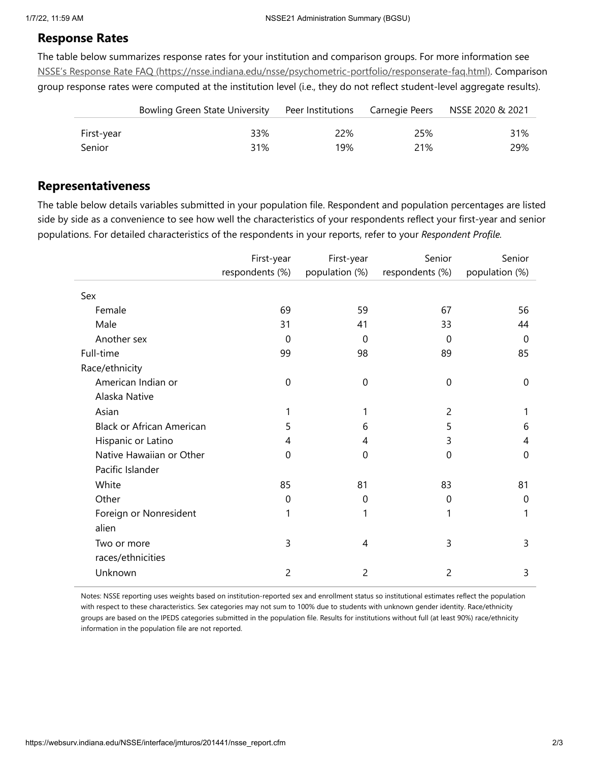## Response Rates

The table below summarizes response rates for your institution and comparison groups. For more information see [NSSE's Response Rate FAQ (https://nsse.indiana.edu/nsse/psychometric-portfolio/responserate-faq.html)](https://nsse.indiana.edu/nsse/psychometric-portfolio/responserate-faq.html). Comparison group response rates were computed at the institution level (i.e., they do not reflect student-level aggregate results).

| | Bowling Green State University | Peer Institutions | Carnegie Peers | NSSE 2020 & 2021 |
|---|---|---|---|---|
| First-year | 33% | 22% | 25% | 31% |
| Senior | 31% | 19% | 21% | 29% |

## Representativeness

The table below details variables submitted in your population file. Respondent and population percentages are listed side by side as a convenience to see how well the characteristics of your respondents reflect your first-year and senior populations. For detailed characteristics of the respondents in your reports, refer to your *Respondent Profile*.

| | First-year respondents (%) | First-year population (%) | Senior respondents (%) | Senior population (%) |
|---|---|---|---|---|
| Sex | | | | |
| Female | 69 | 59 | 67 | 56 |
| Male | 31 | 41 | 33 | 44 |
| Another sex | 0 | 0 | 0 | 0 |
| Full-time | 99 | 98 | 89 | 85 |
| Race/ethnicity | | | | |
| American Indian or Alaska Native | 0 | 0 | 0 | 0 |
| Asian | 1 | 1 | 2 | 1 |
| Black or African American | 5 | 6 | 5 | 6 |
| Hispanic or Latino | 4 | 4 | 3 | 4 |
| Native Hawaiian or Other Pacific Islander | 0 | 0 | 0 | 0 |
| White | 85 | 81 | 83 | 81 |
| Other | 0 | 0 | 0 | 0 |
| Foreign or Nonresident alien | 1 | 1 | 1 | 1 |
| Two or more races/ethnicities | 3 | 4 | 3 | 3 |
| Unknown | 2 | 2 | 2 | 3 |

Notes: NSSE reporting uses weights based on institution-reported sex and enrollment status so institutional estimates reflect the population with respect to these characteristics. Sex categories may not sum to 100% due to students with unknown gender identity. Race/ethnicity groups are based on the IPEDS categories submitted in the population file. Results for institutions without full (at least 90%) race/ethnicity information in the population file are not reported.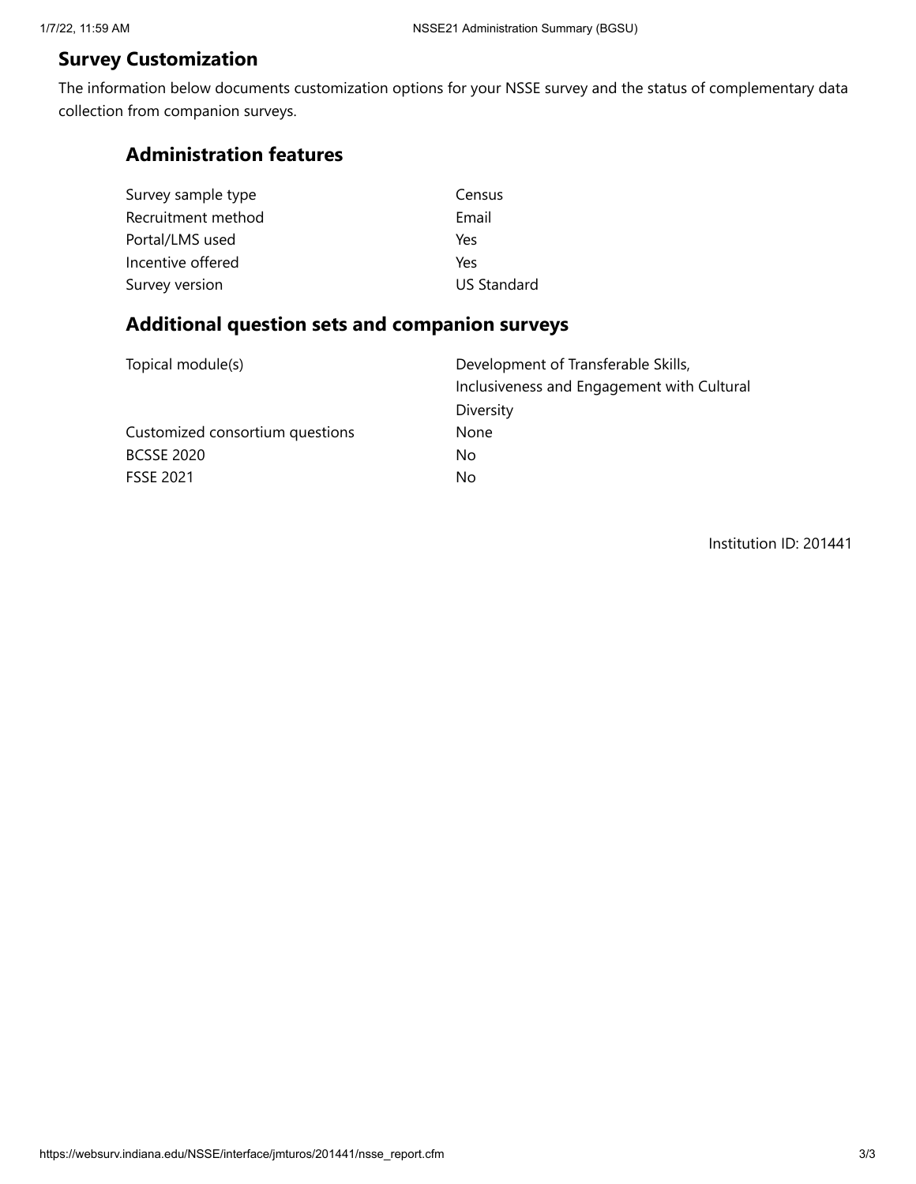## Survey Customization

The information below documents customization options for your NSSE survey and the status of complementary data collection from companion surveys.

### Administration features

| | |
|---|---|
| Survey sample type | Census |
| Recruitment method | Email |
| Portal/LMS used | Yes |
| Incentive offered | Yes |
| Survey version | US Standard |

### Additional question sets and companion surveys

| | |
|---|---|
| Topical module(s) | Development of Transferable Skills, Inclusiveness and Engagement with Cultural Diversity |
| Customized consortium questions | None |
| BCSSE 2020 | No |
| FSSE 2021 | No |

Institution ID: 201441